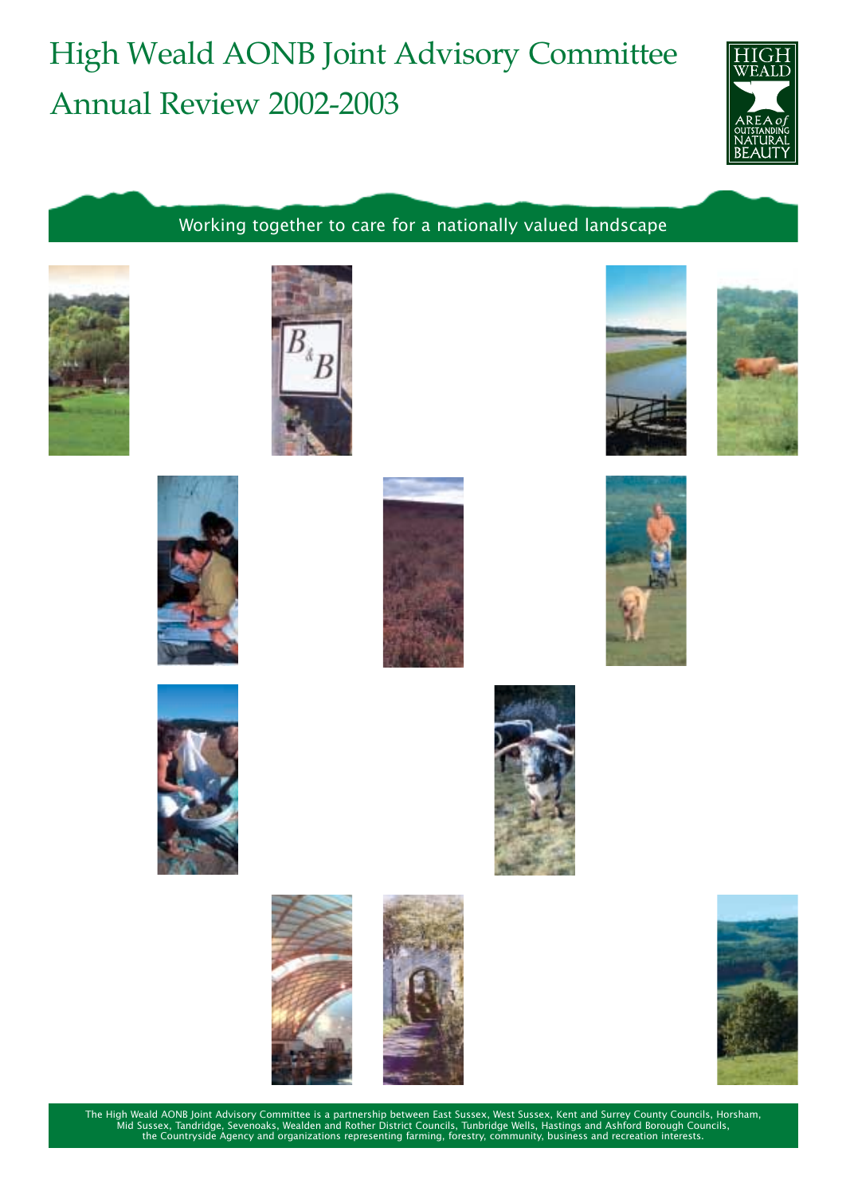# High Weald AONB Joint Advisory Committee

# Annual Review 2002-2003

HIGH WEALD
AREA of OUTSTANDING NATURAL BEAUTY

Working together to care for a nationally valued landscape

The High Weald AONB Joint Advisory Committee is a partnership between East Sussex, West Sussex, Kent and Surrey County Councils, Horsham, Mid Sussex, Tandridge, Sevenoaks, Wealden and Rother District Councils, Tunbridge Wells, Hastings and Ashford Borough Councils, the Countryside Agency and organizations representing farming, forestry, community, business and recreation interests.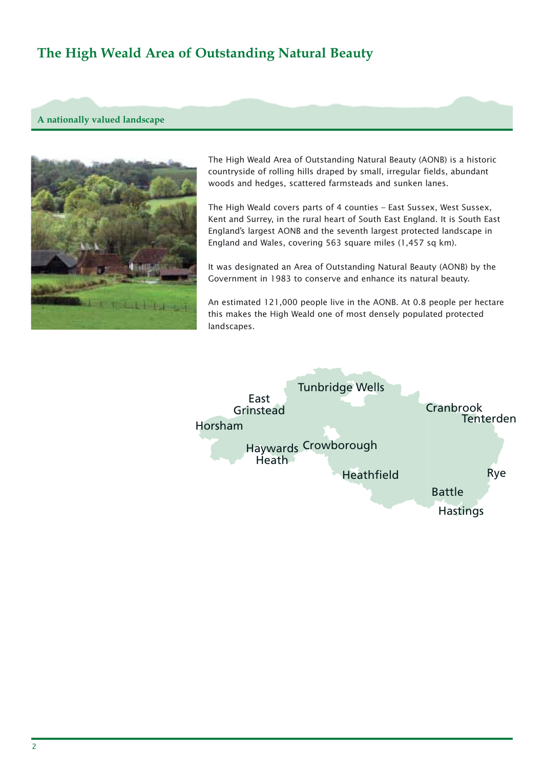# The High Weald Area of Outstanding Natural Beauty

## A nationally valued landscape

The High Weald Area of Outstanding Natural Beauty (AONB) is a historic countryside of rolling hills draped by small, irregular fields, abundant woods and hedges, scattered farmsteads and sunken lanes.

The High Weald covers parts of 4 counties – East Sussex, West Sussex, Kent and Surrey, in the rural heart of South East England. It is South East England's largest AONB and the seventh largest protected landscape in England and Wales, covering 563 square miles (1,457 sq km).

It was designated an Area of Outstanding Natural Beauty (AONB) by the Government in 1983 to conserve and enhance its natural beauty.

An estimated 121,000 people live in the AONB. At 0.8 people per hectare this makes the High Weald one of most densely populated protected landscapes.

Tunbridge Wells
East Grinstead
Cranbrook
Tenterden
Horsham
Haywards Heath
Crowborough
Heathfield
Rye
Battle
Hastings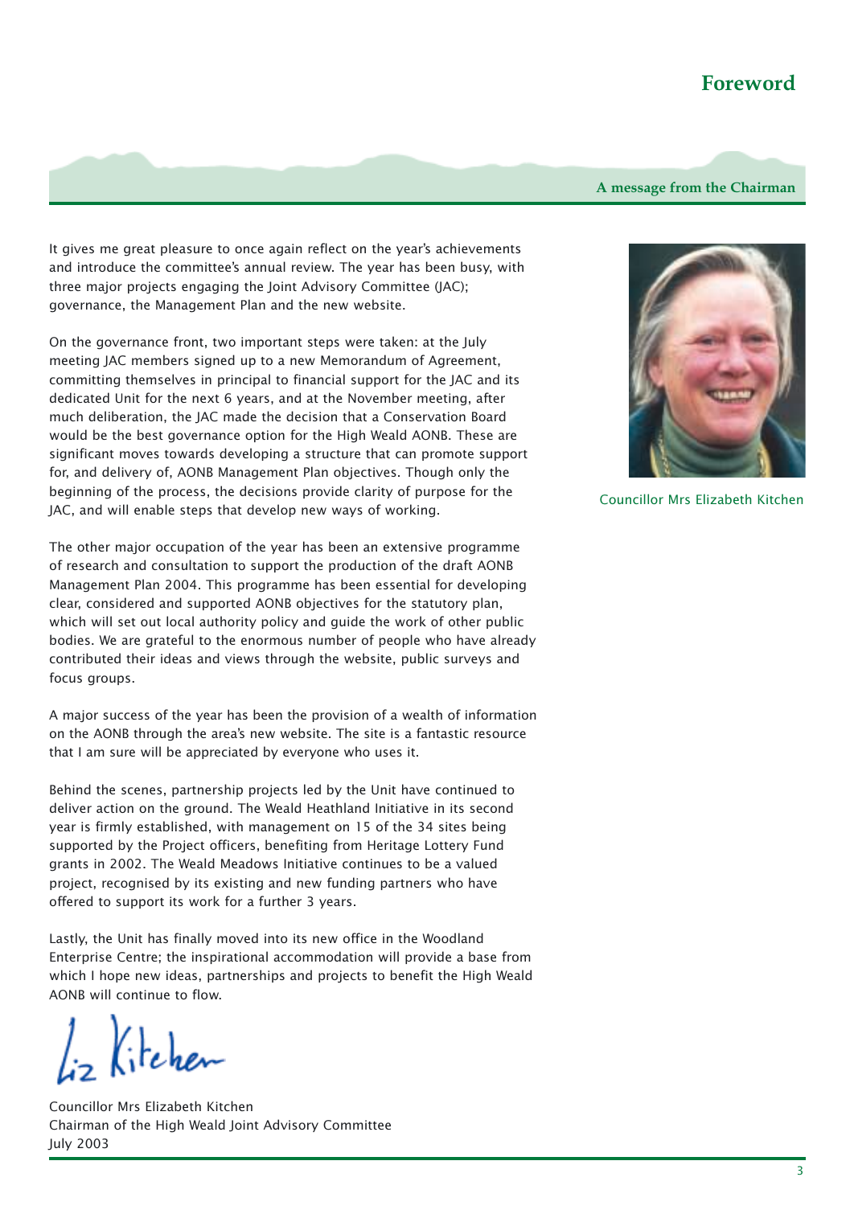# Foreword

## A message from the Chairman

It gives me great pleasure to once again reflect on the year's achievements and introduce the committee's annual review. The year has been busy, with three major projects engaging the Joint Advisory Committee (JAC); governance, the Management Plan and the new website.

On the governance front, two important steps were taken: at the July meeting JAC members signed up to a new Memorandum of Agreement, committing themselves in principal to financial support for the JAC and its dedicated Unit for the next 6 years, and at the November meeting, after much deliberation, the JAC made the decision that a Conservation Board would be the best governance option for the High Weald AONB. These are significant moves towards developing a structure that can promote support for, and delivery of, AONB Management Plan objectives. Though only the beginning of the process, the decisions provide clarity of purpose for the JAC, and will enable steps that develop new ways of working.

The other major occupation of the year has been an extensive programme of research and consultation to support the production of the draft AONB Management Plan 2004. This programme has been essential for developing clear, considered and supported AONB objectives for the statutory plan, which will set out local authority policy and guide the work of other public bodies. We are grateful to the enormous number of people who have already contributed their ideas and views through the website, public surveys and focus groups.

A major success of the year has been the provision of a wealth of information on the AONB through the area's new website. The site is a fantastic resource that I am sure will be appreciated by everyone who uses it.

Behind the scenes, partnership projects led by the Unit have continued to deliver action on the ground. The Weald Heathland Initiative in its second year is firmly established, with management on 15 of the 34 sites being supported by the Project officers, benefiting from Heritage Lottery Fund grants in 2002. The Weald Meadows Initiative continues to be a valued project, recognised by its existing and new funding partners who have offered to support its work for a further 3 years.

Lastly, the Unit has finally moved into its new office in the Woodland Enterprise Centre; the inspirational accommodation will provide a base from which I hope new ideas, partnerships and projects to benefit the High Weald AONB will continue to flow.

Liz Kitchen

Councillor Mrs Elizabeth Kitchen
Chairman of the High Weald Joint Advisory Committee
July 2003

Councillor Mrs Elizabeth Kitchen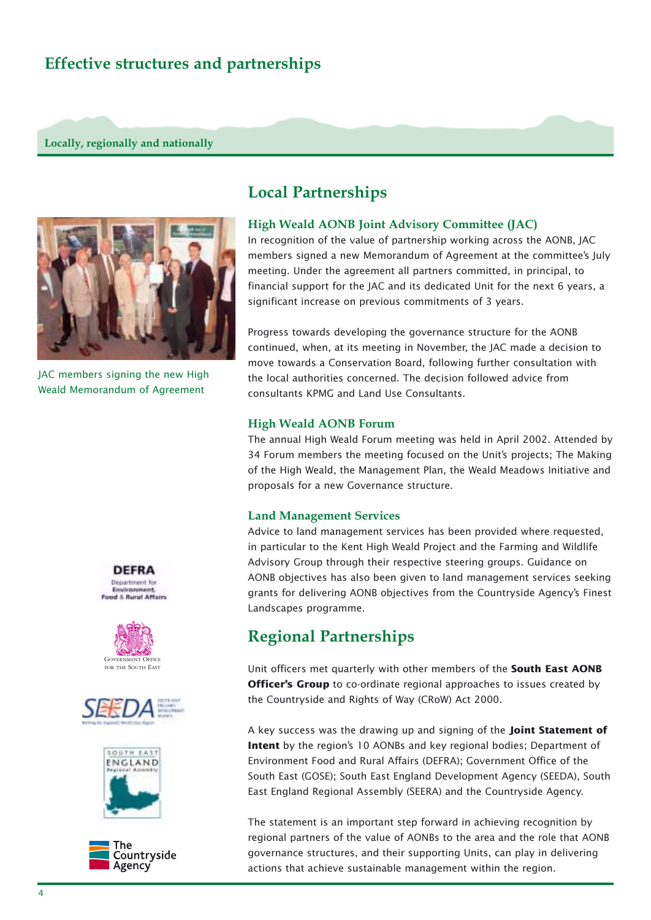# Effective structures and partnerships

**Locally, regionally and nationally**

JAC members signing the new High Weald Memorandum of Agreement

## Local Partnerships

### High Weald AONB Joint Advisory Committee (JAC)

In recognition of the value of partnership working across the AONB, JAC members signed a new Memorandum of Agreement at the committee's July meeting. Under the agreement all partners committed, in principal, to financial support for the JAC and its dedicated Unit for the next 6 years, a significant increase on previous commitments of 3 years.

Progress towards developing the governance structure for the AONB continued, when, at its meeting in November, the JAC made a decision to move towards a Conservation Board, following further consultation with the local authorities concerned. The decision followed advice from consultants KPMG and Land Use Consultants.

### High Weald AONB Forum

The annual High Weald Forum meeting was held in April 2002. Attended by 34 Forum members the meeting focused on the Unit's projects; The Making of the High Weald, the Management Plan, the Weald Meadows Initiative and proposals for a new Governance structure.

### Land Management Services

Advice to land management services has been provided where requested, in particular to the Kent High Weald Project and the Farming and Wildlife Advisory Group through their respective steering groups. Guidance on AONB objectives has also been given to land management services seeking grants for delivering AONB objectives from the Countryside Agency's Finest Landscapes programme.

## Regional Partnerships

Unit officers met quarterly with other members of the **South East AONB Officer's Group** to co-ordinate regional approaches to issues created by the Countryside and Rights of Way (CRoW) Act 2000.

A key success was the drawing up and signing of the **Joint Statement of Intent** by the region's 10 AONBs and key regional bodies; Department of Environment Food and Rural Affairs (DEFRA); Government Office of the South East (GOSE); South East England Development Agency (SEEDA), South East England Regional Assembly (SEERA) and the Countryside Agency.

The statement is an important step forward in achieving recognition by regional partners of the value of AONBs to the area and the role that AONB governance structures, and their supporting Units, can play in delivering actions that achieve sustainable management within the region.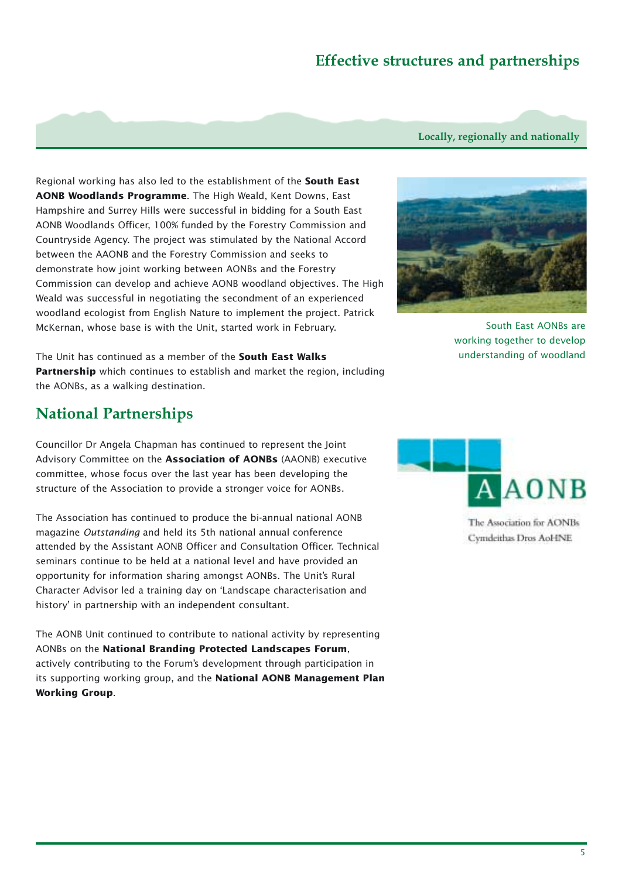# Effective structures and partnerships

**Locally, regionally and nationally**

Regional working has also led to the establishment of the **South East AONB Woodlands Programme**. The High Weald, Kent Downs, East Hampshire and Surrey Hills were successful in bidding for a South East AONB Woodlands Officer, 100% funded by the Forestry Commission and Countryside Agency. The project was stimulated by the National Accord between the AAONB and the Forestry Commission and seeks to demonstrate how joint working between AONBs and the Forestry Commission can develop and achieve AONB woodland objectives. The High Weald was successful in negotiating the secondment of an experienced woodland ecologist from English Nature to implement the project. Patrick McKernan, whose base is with the Unit, started work in February.

South East AONBs are working together to develop understanding of woodland

The Unit has continued as a member of the **South East Walks Partnership** which continues to establish and market the region, including the AONBs, as a walking destination.

## National Partnerships

Councillor Dr Angela Chapman has continued to represent the Joint Advisory Committee on the **Association of AONBs** (AAONB) executive committee, whose focus over the last year has been developing the structure of the Association to provide a stronger voice for AONBs.

AAONB

The Association for AONBs
Cymdeithas Dros AoHNE

The Association has continued to produce the bi-annual national AONB magazine *Outstanding* and held its 5th national annual conference attended by the Assistant AONB Officer and Consultation Officer. Technical seminars continue to be held at a national level and have provided an opportunity for information sharing amongst AONBs. The Unit's Rural Character Advisor led a training day on 'Landscape characterisation and history' in partnership with an independent consultant.

The AONB Unit continued to contribute to national activity by representing AONBs on the **National Branding Protected Landscapes Forum**, actively contributing to the Forum's development through participation in its supporting working group, and the **National AONB Management Plan Working Group**.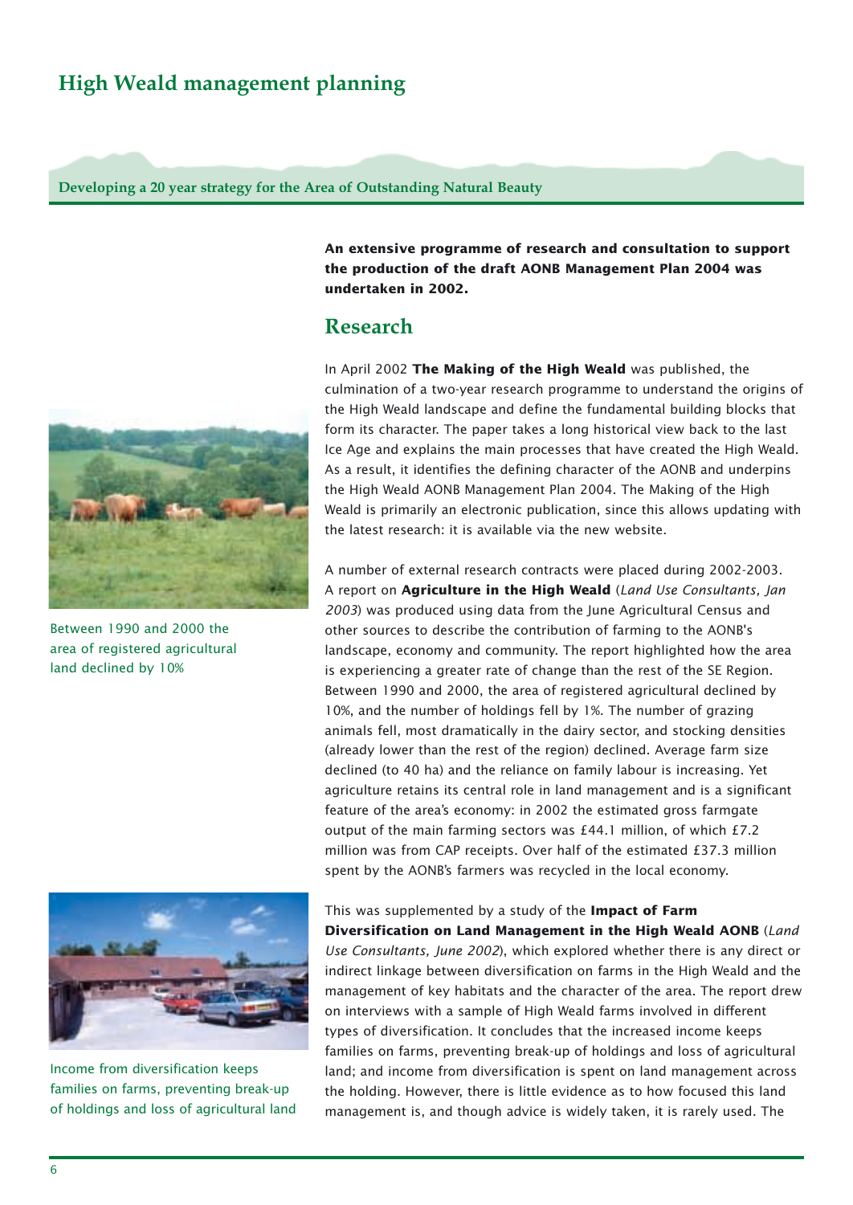# High Weald management planning

**Developing a 20 year strategy for the Area of Outstanding Natural Beauty**

**An extensive programme of research and consultation to support the production of the draft AONB Management Plan 2004 was undertaken in 2002.**

## Research

In April 2002 **The Making of the High Weald** was published, the culmination of a two-year research programme to understand the origins of the High Weald landscape and define the fundamental building blocks that form its character. The paper takes a long historical view back to the last Ice Age and explains the main processes that have created the High Weald. As a result, it identifies the defining character of the AONB and underpins the High Weald AONB Management Plan 2004. The Making of the High Weald is primarily an electronic publication, since this allows updating with the latest research: it is available via the new website.

A number of external research contracts were placed during 2002-2003. A report on **Agriculture in the High Weald** (*Land Use Consultants, Jan 2003*) was produced using data from the June Agricultural Census and other sources to describe the contribution of farming to the AONB's landscape, economy and community. The report highlighted how the area is experiencing a greater rate of change than the rest of the SE Region. Between 1990 and 2000, the area of registered agricultural declined by 10%, and the number of holdings fell by 1%. The number of grazing animals fell, most dramatically in the dairy sector, and stocking densities (already lower than the rest of the region) declined. Average farm size declined (to 40 ha) and the reliance on family labour is increasing. Yet agriculture retains its central role in land management and is a significant feature of the area's economy: in 2002 the estimated gross farmgate output of the main farming sectors was £44.1 million, of which £7.2 million was from CAP receipts. Over half of the estimated £37.3 million spent by the AONB's farmers was recycled in the local economy.

Between 1990 and 2000 the area of registered agricultural land declined by 10%

This was supplemented by a study of the **Impact of Farm Diversification on Land Management in the High Weald AONB** (*Land Use Consultants, June 2002*), which explored whether there is any direct or indirect linkage between diversification on farms in the High Weald and the management of key habitats and the character of the area. The report drew on interviews with a sample of High Weald farms involved in different types of diversification. It concludes that the increased income keeps families on farms, preventing break-up of holdings and loss of agricultural land; and income from diversification is spent on land management across the holding. However, there is little evidence as to how focused this land management is, and though advice is widely taken, it is rarely used. The

Income from diversification keeps families on farms, preventing break-up of holdings and loss of agricultural land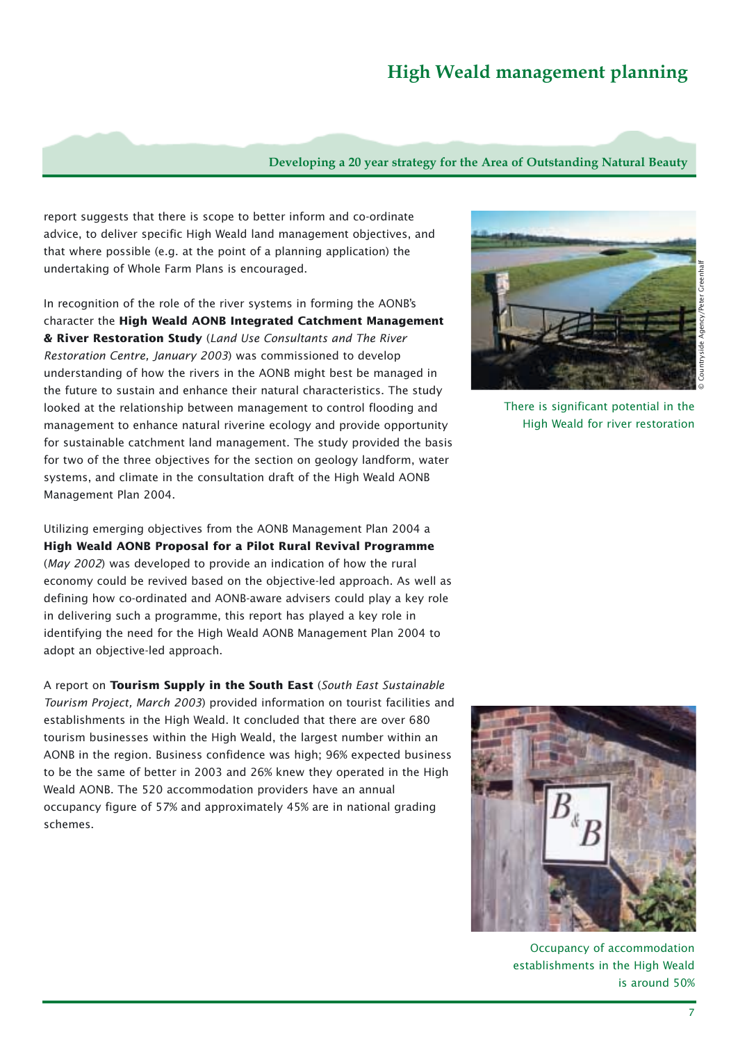report suggests that there is scope to better inform and co-ordinate advice, to deliver specific High Weald land management objectives, and that where possible (e.g. at the point of a planning application) the undertaking of Whole Farm Plans is encouraged.

In recognition of the role of the river systems in forming the AONB's character the **High Weald AONB Integrated Catchment Management & River Restoration Study** (*Land Use Consultants and The River Restoration Centre, January 2003*) was commissioned to develop understanding of how the rivers in the AONB might best be managed in the future to sustain and enhance their natural characteristics. The study looked at the relationship between management to control flooding and management to enhance natural riverine ecology and provide opportunity for sustainable catchment land management. The study provided the basis for two of the three objectives for the section on geology landform, water systems, and climate in the consultation draft of the High Weald AONB Management Plan 2004.

There is significant potential in the High Weald for river restoration

Utilizing emerging objectives from the AONB Management Plan 2004 a **High Weald AONB Proposal for a Pilot Rural Revival Programme** (*May 2002*) was developed to provide an indication of how the rural economy could be revived based on the objective-led approach. As well as defining how co-ordinated and AONB-aware advisers could play a key role in delivering such a programme, this report has played a key role in identifying the need for the High Weald AONB Management Plan 2004 to adopt an objective-led approach.

A report on **Tourism Supply in the South East** (*South East Sustainable Tourism Project, March 2003*) provided information on tourist facilities and establishments in the High Weald. It concluded that there are over 680 tourism businesses within the High Weald, the largest number within an AONB in the region. Business confidence was high; 96% expected business to be the same of better in 2003 and 26% knew they operated in the High Weald AONB. The 520 accommodation providers have an annual occupancy figure of 57% and approximately 45% are in national grading schemes.

Occupancy of accommodation establishments in the High Weald is around 50%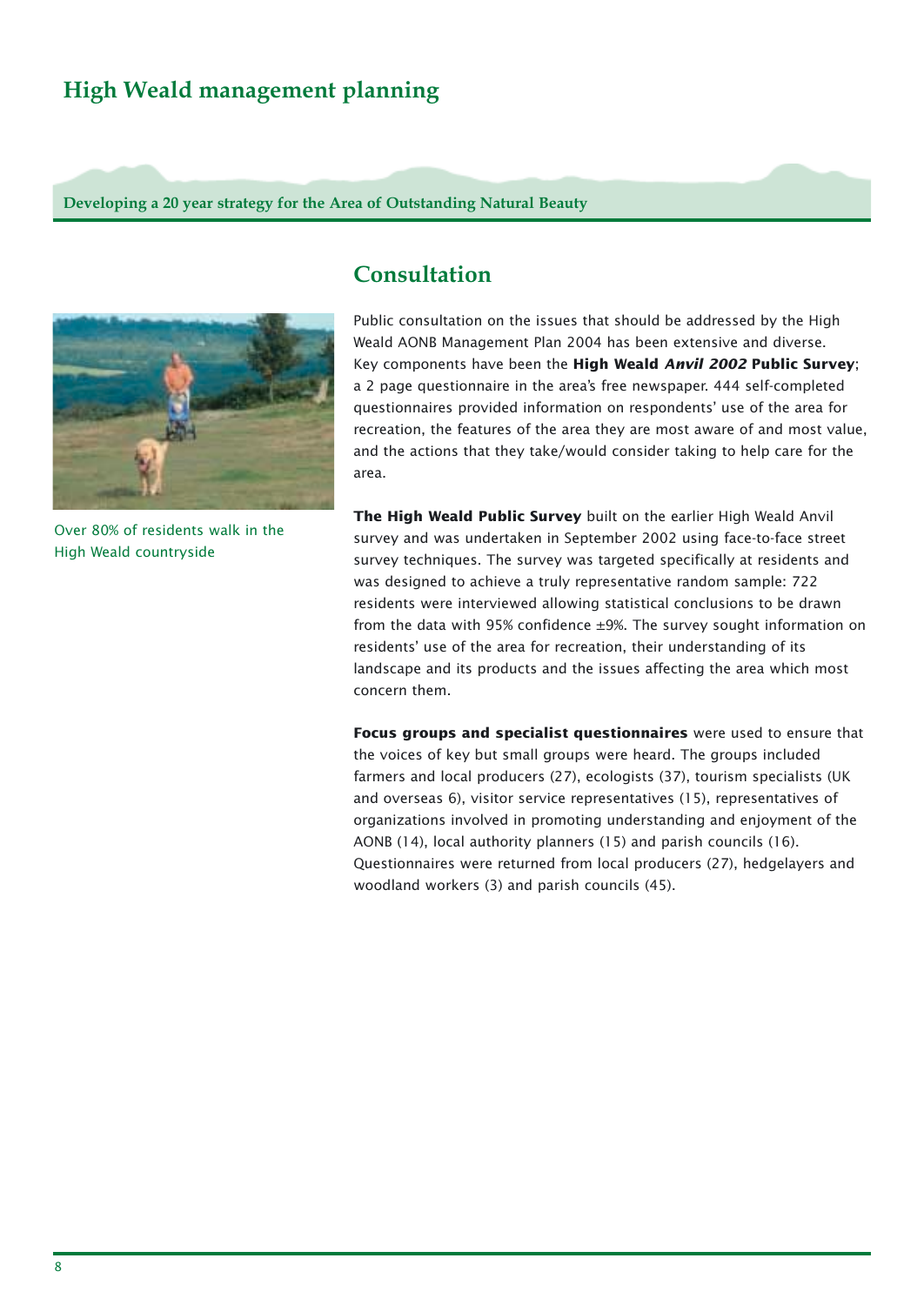# High Weald management planning

**Developing a 20 year strategy for the Area of Outstanding Natural Beauty**

## Consultation

Over 80% of residents walk in the High Weald countryside

Public consultation on the issues that should be addressed by the High Weald AONB Management Plan 2004 has been extensive and diverse. Key components have been the **High Weald *Anvil 2002* Public Survey**; a 2 page questionnaire in the area's free newspaper. 444 self-completed questionnaires provided information on respondents' use of the area for recreation, the features of the area they are most aware of and most value, and the actions that they take/would consider taking to help care for the area.

**The High Weald Public Survey** built on the earlier High Weald Anvil survey and was undertaken in September 2002 using face-to-face street survey techniques. The survey was targeted specifically at residents and was designed to achieve a truly representative random sample: 722 residents were interviewed allowing statistical conclusions to be drawn from the data with 95% confidence ±9%. The survey sought information on residents' use of the area for recreation, their understanding of its landscape and its products and the issues affecting the area which most concern them.

**Focus groups and specialist questionnaires** were used to ensure that the voices of key but small groups were heard. The groups included farmers and local producers (27), ecologists (37), tourism specialists (UK and overseas 6), visitor service representatives (15), representatives of organizations involved in promoting understanding and enjoyment of the AONB (14), local authority planners (15) and parish councils (16). Questionnaires were returned from local producers (27), hedgelayers and woodland workers (3) and parish councils (45).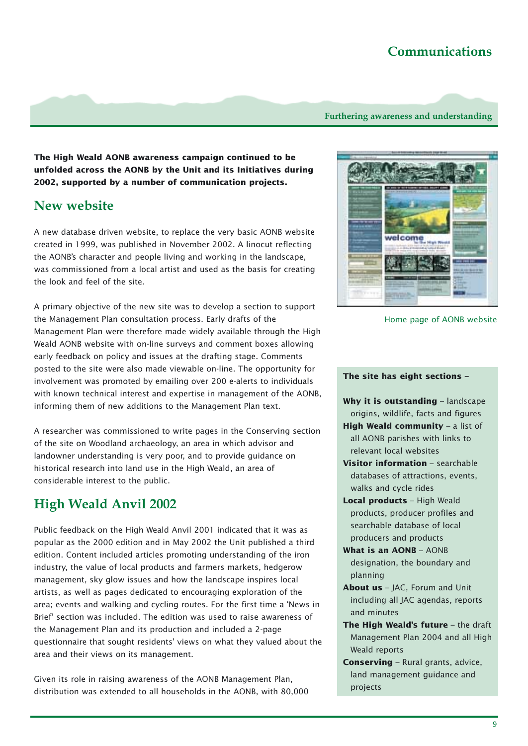# Communications

**Furthering awareness and understanding**

**The High Weald AONB awareness campaign continued to be unfolded across the AONB by the Unit and its Initiatives during 2002, supported by a number of communication projects.**

## New website

A new database driven website, to replace the very basic AONB website created in 1999, was published in November 2002. A linocut reflecting the AONB's character and people living and working in the landscape, was commissioned from a local artist and used as the basis for creating the look and feel of the site.

A primary objective of the new site was to develop a section to support the Management Plan consultation process. Early drafts of the Management Plan were therefore made widely available through the High Weald AONB website with on-line surveys and comment boxes allowing early feedback on policy and issues at the drafting stage. Comments posted to the site were also made viewable on-line. The opportunity for involvement was promoted by emailing over 200 e-alerts to individuals with known technical interest and expertise in management of the AONB, informing them of new additions to the Management Plan text.

A researcher was commissioned to write pages in the Conserving section of the site on Woodland archaeology, an area in which advisor and landowner understanding is very poor, and to provide guidance on historical research into land use in the High Weald, an area of considerable interest to the public.

Home page of AONB website

**The site has eight sections –**

- **Why it is outstanding** – landscape origins, wildlife, facts and figures
- **High Weald community** – a list of all AONB parishes with links to relevant local websites
- **Visitor information** – searchable databases of attractions, events, walks and cycle rides
- **Local products** – High Weald products, producer profiles and searchable database of local producers and products
- **What is an AONB** – AONB designation, the boundary and planning
- **About us** – JAC, Forum and Unit including all JAC agendas, reports and minutes
- **The High Weald's future** – the draft Management Plan 2004 and all High Weald reports
- **Conserving** – Rural grants, advice, land management guidance and projects

## High Weald Anvil 2002

Public feedback on the High Weald Anvil 2001 indicated that it was as popular as the 2000 edition and in May 2002 the Unit published a third edition. Content included articles promoting understanding of the iron industry, the value of local products and farmers markets, hedgerow management, sky glow issues and how the landscape inspires local artists, as well as pages dedicated to encouraging exploration of the area; events and walking and cycling routes. For the first time a 'News in Brief' section was included. The edition was used to raise awareness of the Management Plan and its production and included a 2-page questionnaire that sought residents' views on what they valued about the area and their views on its management.

Given its role in raising awareness of the AONB Management Plan, distribution was extended to all households in the AONB, with 80,000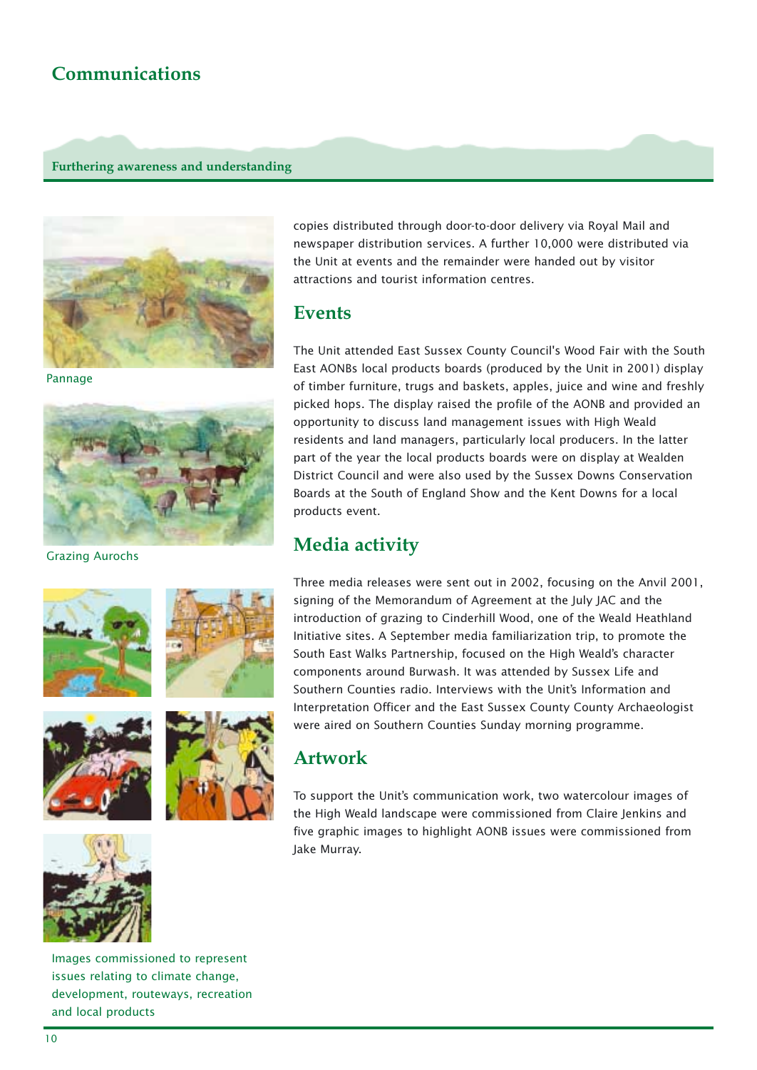# Communications

## Furthering awareness and understanding

Pannage

Grazing Aurochs

Images commissioned to represent issues relating to climate change, development, routeways, recreation and local products

copies distributed through door-to-door delivery via Royal Mail and newspaper distribution services. A further 10,000 were distributed via the Unit at events and the remainder were handed out by visitor attractions and tourist information centres.

## Events

The Unit attended East Sussex County Council's Wood Fair with the South East AONBs local products boards (produced by the Unit in 2001) display of timber furniture, trugs and baskets, apples, juice and wine and freshly picked hops. The display raised the profile of the AONB and provided an opportunity to discuss land management issues with High Weald residents and land managers, particularly local producers. In the latter part of the year the local products boards were on display at Wealden District Council and were also used by the Sussex Downs Conservation Boards at the South of England Show and the Kent Downs for a local products event.

## Media activity

Three media releases were sent out in 2002, focusing on the Anvil 2001, signing of the Memorandum of Agreement at the July JAC and the introduction of grazing to Cinderhill Wood, one of the Weald Heathland Initiative sites. A September media familiarization trip, to promote the South East Walks Partnership, focused on the High Weald's character components around Burwash. It was attended by Sussex Life and Southern Counties radio. Interviews with the Unit's Information and Interpretation Officer and the East Sussex County County Archaeologist were aired on Southern Counties Sunday morning programme.

## Artwork

To support the Unit's communication work, two watercolour images of the High Weald landscape were commissioned from Claire Jenkins and five graphic images to highlight AONB issues were commissioned from Jake Murray.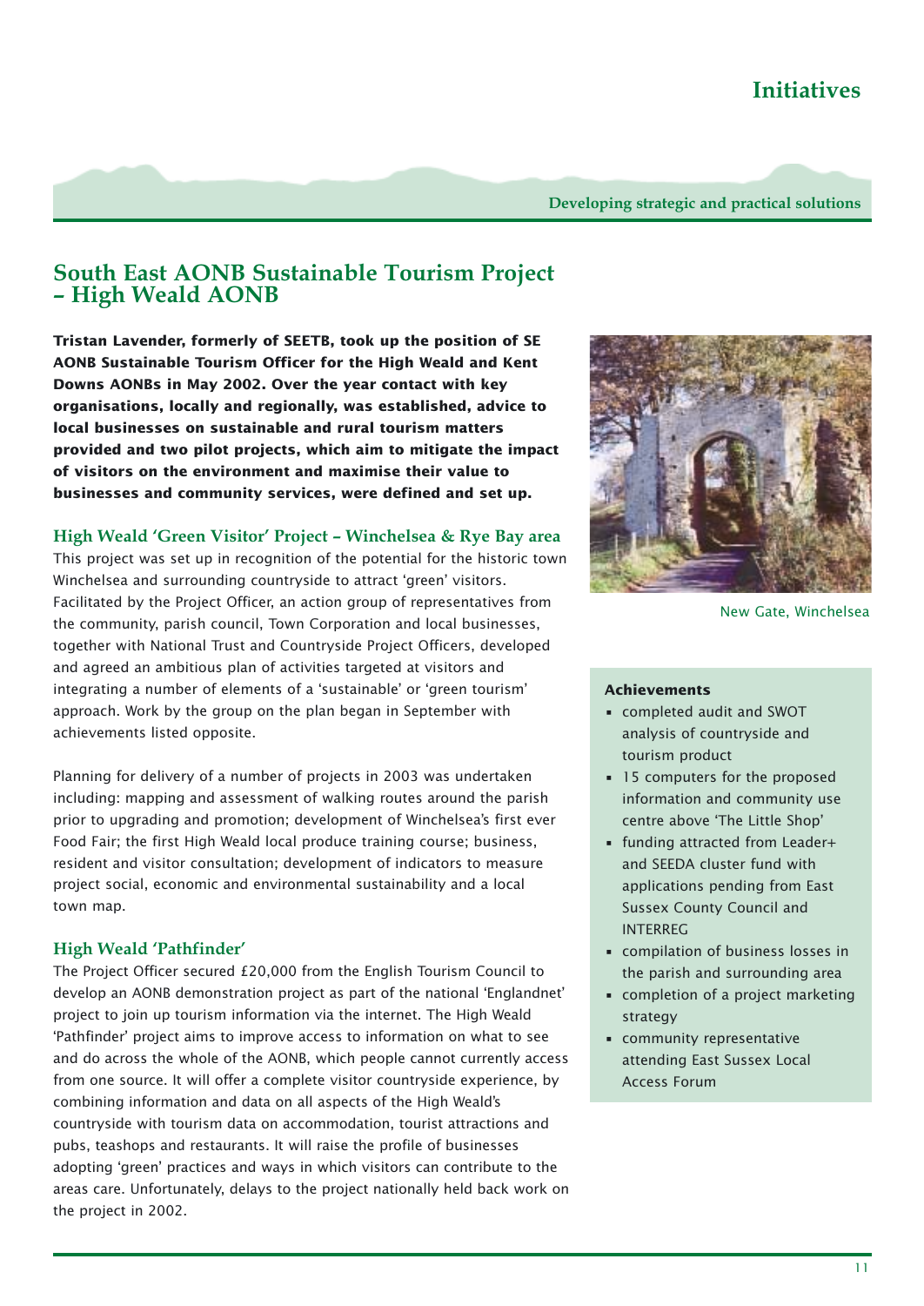# Initiatives

Developing strategic and practical solutions

## South East AONB Sustainable Tourism Project – High Weald AONB

**Tristan Lavender, formerly of SEETB, took up the position of SE AONB Sustainable Tourism Officer for the High Weald and Kent Downs AONBs in May 2002. Over the year contact with key organisations, locally and regionally, was established, advice to local businesses on sustainable and rural tourism matters provided and two pilot projects, which aim to mitigate the impact of visitors on the environment and maximise their value to businesses and community services, were defined and set up.**

### High Weald 'Green Visitor' Project – Winchelsea & Rye Bay area

This project was set up in recognition of the potential for the historic town Winchelsea and surrounding countryside to attract 'green' visitors. Facilitated by the Project Officer, an action group of representatives from the community, parish council, Town Corporation and local businesses, together with National Trust and Countryside Project Officers, developed and agreed an ambitious plan of activities targeted at visitors and integrating a number of elements of a 'sustainable' or 'green tourism' approach. Work by the group on the plan began in September with achievements listed opposite.

Planning for delivery of a number of projects in 2003 was undertaken including: mapping and assessment of walking routes around the parish prior to upgrading and promotion; development of Winchelsea's first ever Food Fair; the first High Weald local produce training course; business, resident and visitor consultation; development of indicators to measure project social, economic and environmental sustainability and a local town map.

### High Weald 'Pathfinder'

The Project Officer secured £20,000 from the English Tourism Council to develop an AONB demonstration project as part of the national 'Englandnet' project to join up tourism information via the internet. The High Weald 'Pathfinder' project aims to improve access to information on what to see and do across the whole of the AONB, which people cannot currently access from one source. It will offer a complete visitor countryside experience, by combining information and data on all aspects of the High Weald's countryside with tourism data on accommodation, tourist attractions and pubs, teashops and restaurants. It will raise the profile of businesses adopting 'green' practices and ways in which visitors can contribute to the areas care. Unfortunately, delays to the project nationally held back work on the project in 2002.

New Gate, Winchelsea

**Achievements**

- completed audit and SWOT analysis of countryside and tourism product
- 15 computers for the proposed information and community use centre above 'The Little Shop'
- funding attracted from Leader+ and SEEDA cluster fund with applications pending from East Sussex County Council and INTERREG
- compilation of business losses in the parish and surrounding area
- completion of a project marketing strategy
- community representative attending East Sussex Local Access Forum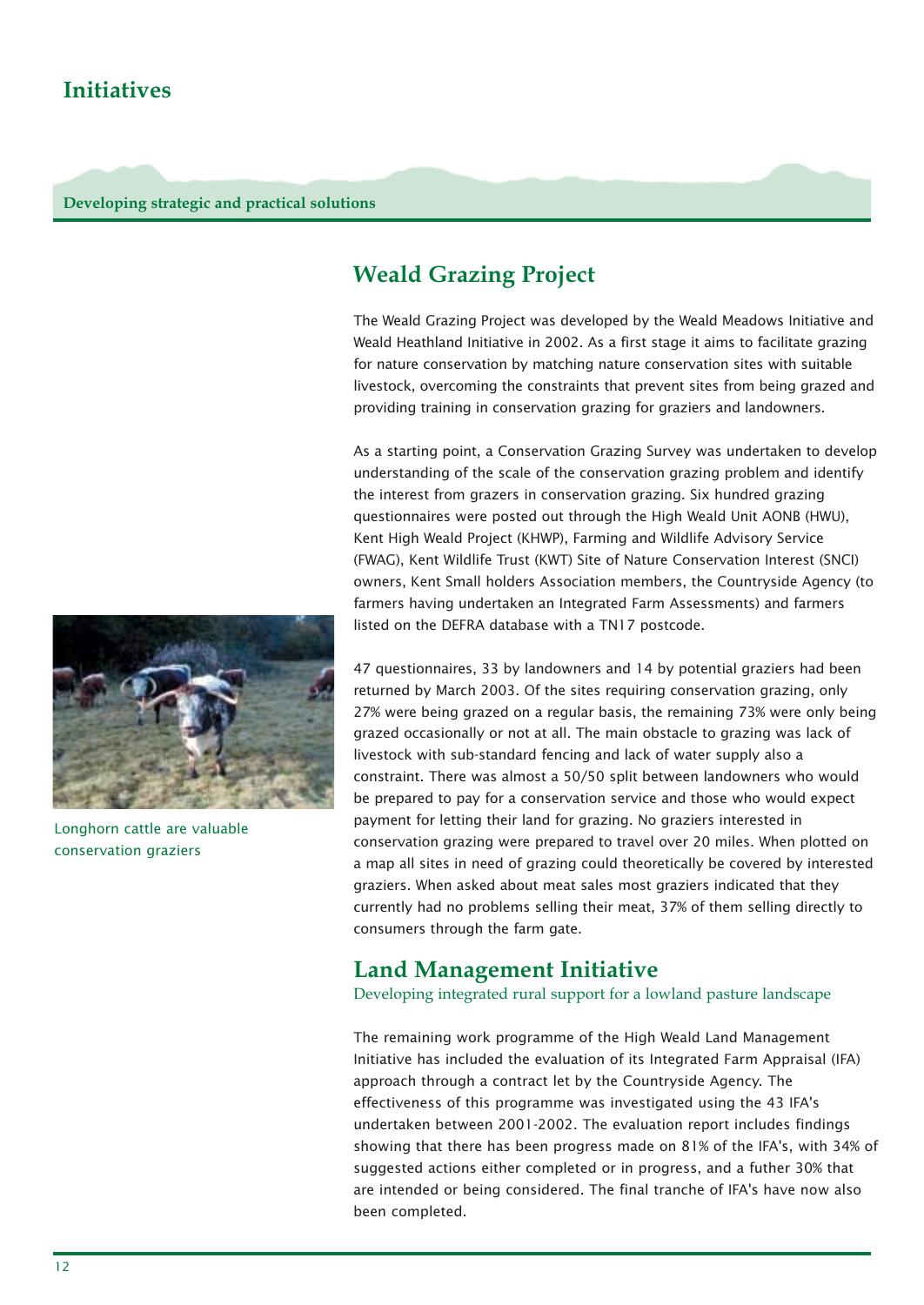# Initiatives

**Developing strategic and practical solutions**

## Weald Grazing Project

The Weald Grazing Project was developed by the Weald Meadows Initiative and Weald Heathland Initiative in 2002. As a first stage it aims to facilitate grazing for nature conservation by matching nature conservation sites with suitable livestock, overcoming the constraints that prevent sites from being grazed and providing training in conservation grazing for graziers and landowners.

As a starting point, a Conservation Grazing Survey was undertaken to develop understanding of the scale of the conservation grazing problem and identify the interest from grazers in conservation grazing. Six hundred grazing questionnaires were posted out through the High Weald Unit AONB (HWU), Kent High Weald Project (KHWP), Farming and Wildlife Advisory Service (FWAG), Kent Wildlife Trust (KWT) Site of Nature Conservation Interest (SNCI) owners, Kent Small holders Association members, the Countryside Agency (to farmers having undertaken an Integrated Farm Assessments) and farmers listed on the DEFRA database with a TN17 postcode.

Longhorn cattle are valuable conservation graziers

47 questionnaires, 33 by landowners and 14 by potential graziers had been returned by March 2003. Of the sites requiring conservation grazing, only 27% were being grazed on a regular basis, the remaining 73% were only being grazed occasionally or not at all. The main obstacle to grazing was lack of livestock with sub-standard fencing and lack of water supply also a constraint. There was almost a 50/50 split between landowners who would be prepared to pay for a conservation service and those who would expect payment for letting their land for grazing. No graziers interested in conservation grazing were prepared to travel over 20 miles. When plotted on a map all sites in need of grazing could theoretically be covered by interested graziers. When asked about meat sales most graziers indicated that they currently had no problems selling their meat, 37% of them selling directly to consumers through the farm gate.

## Land Management Initiative

Developing integrated rural support for a lowland pasture landscape

The remaining work programme of the High Weald Land Management Initiative has included the evaluation of its Integrated Farm Appraisal (IFA) approach through a contract let by the Countryside Agency. The effectiveness of this programme was investigated using the 43 IFA's undertaken between 2001-2002. The evaluation report includes findings showing that there has been progress made on 81% of the IFA's, with 34% of suggested actions either completed or in progress, and a futher 30% that are intended or being considered. The final tranche of IFA's have now also been completed.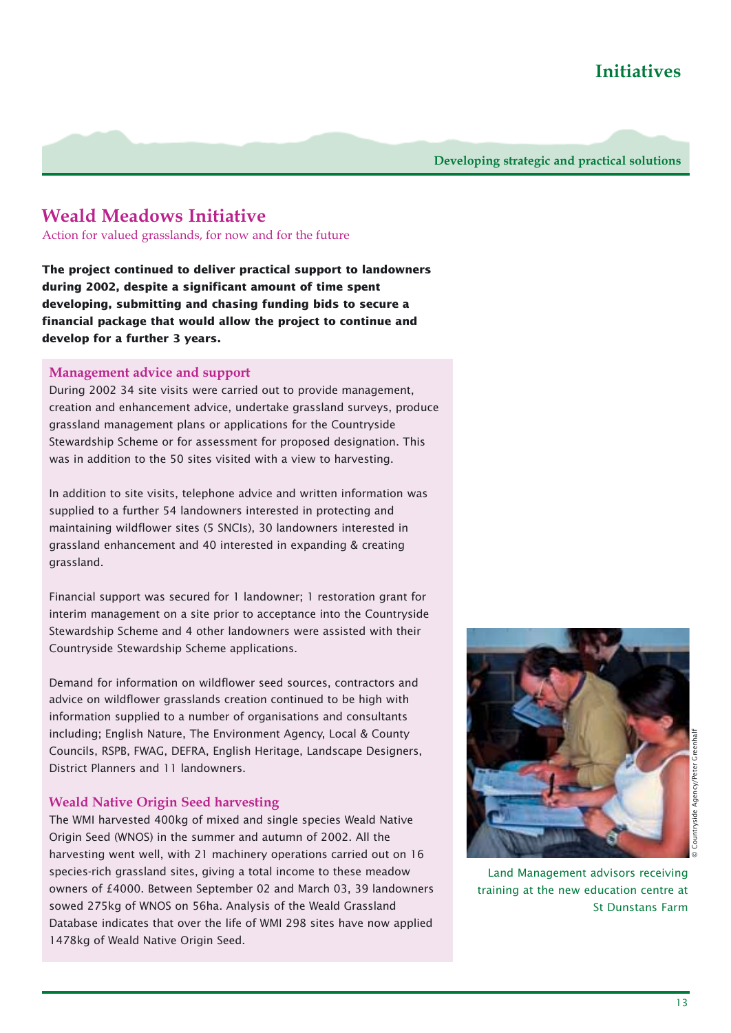# Initiatives

**Developing strategic and practical solutions**

## Weald Meadows Initiative

Action for valued grasslands, for now and for the future

**The project continued to deliver practical support to landowners during 2002, despite a significant amount of time spent developing, submitting and chasing funding bids to secure a financial package that would allow the project to continue and develop for a further 3 years.**

### Management advice and support

During 2002 34 site visits were carried out to provide management, creation and enhancement advice, undertake grassland surveys, produce grassland management plans or applications for the Countryside Stewardship Scheme or for assessment for proposed designation. This was in addition to the 50 sites visited with a view to harvesting.

In addition to site visits, telephone advice and written information was supplied to a further 54 landowners interested in protecting and maintaining wildflower sites (5 SNCIs), 30 landowners interested in grassland enhancement and 40 interested in expanding & creating grassland.

Financial support was secured for 1 landowner; 1 restoration grant for interim management on a site prior to acceptance into the Countryside Stewardship Scheme and 4 other landowners were assisted with their Countryside Stewardship Scheme applications.

Demand for information on wildflower seed sources, contractors and advice on wildflower grasslands creation continued to be high with information supplied to a number of organisations and consultants including; English Nature, The Environment Agency, Local & County Councils, RSPB, FWAG, DEFRA, English Heritage, Landscape Designers, District Planners and 11 landowners.

### Weald Native Origin Seed harvesting

The WMI harvested 400kg of mixed and single species Weald Native Origin Seed (WNOS) in the summer and autumn of 2002. All the harvesting went well, with 21 machinery operations carried out on 16 species-rich grassland sites, giving a total income to these meadow owners of £4000. Between September 02 and March 03, 39 landowners sowed 275kg of WNOS on 56ha. Analysis of the Weald Grassland Database indicates that over the life of WMI 298 sites have now applied 1478kg of Weald Native Origin Seed.

© Countryside Agency/Peter Greenhalf

Land Management advisors receiving training at the new education centre at St Dunstans Farm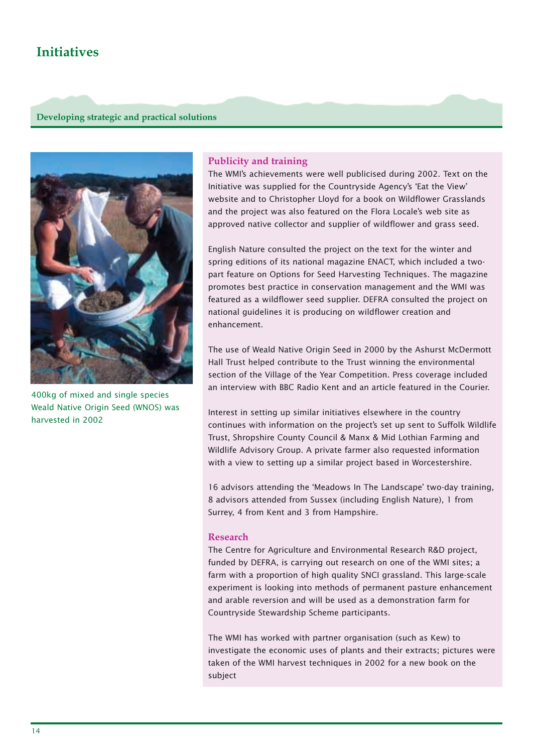# Initiatives

## Developing strategic and practical solutions

400kg of mixed and single species Weald Native Origin Seed (WNOS) was harvested in 2002

### Publicity and training

The WMI's achievements were well publicised during 2002. Text on the Initiative was supplied for the Countryside Agency's 'Eat the View' website and to Christopher Lloyd for a book on Wildflower Grasslands and the project was also featured on the Flora Locale's web site as approved native collector and supplier of wildflower and grass seed.

English Nature consulted the project on the text for the winter and spring editions of its national magazine ENACT, which included a two-part feature on Options for Seed Harvesting Techniques. The magazine promotes best practice in conservation management and the WMI was featured as a wildflower seed supplier. DEFRA consulted the project on national guidelines it is producing on wildflower creation and enhancement.

The use of Weald Native Origin Seed in 2000 by the Ashurst McDermott Hall Trust helped contribute to the Trust winning the environmental section of the Village of the Year Competition. Press coverage included an interview with BBC Radio Kent and an article featured in the Courier.

Interest in setting up similar initiatives elsewhere in the country continues with information on the project's set up sent to Suffolk Wildlife Trust, Shropshire County Council & Manx & Mid Lothian Farming and Wildlife Advisory Group. A private farmer also requested information with a view to setting up a similar project based in Worcestershire.

16 advisors attending the 'Meadows In The Landscape' two-day training, 8 advisors attended from Sussex (including English Nature), 1 from Surrey, 4 from Kent and 3 from Hampshire.

### Research

The Centre for Agriculture and Environmental Research R&D project, funded by DEFRA, is carrying out research on one of the WMI sites; a farm with a proportion of high quality SNCI grassland. This large-scale experiment is looking into methods of permanent pasture enhancement and arable reversion and will be used as a demonstration farm for Countryside Stewardship Scheme participants.

The WMI has worked with partner organisation (such as Kew) to investigate the economic uses of plants and their extracts; pictures were taken of the WMI harvest techniques in 2002 for a new book on the subject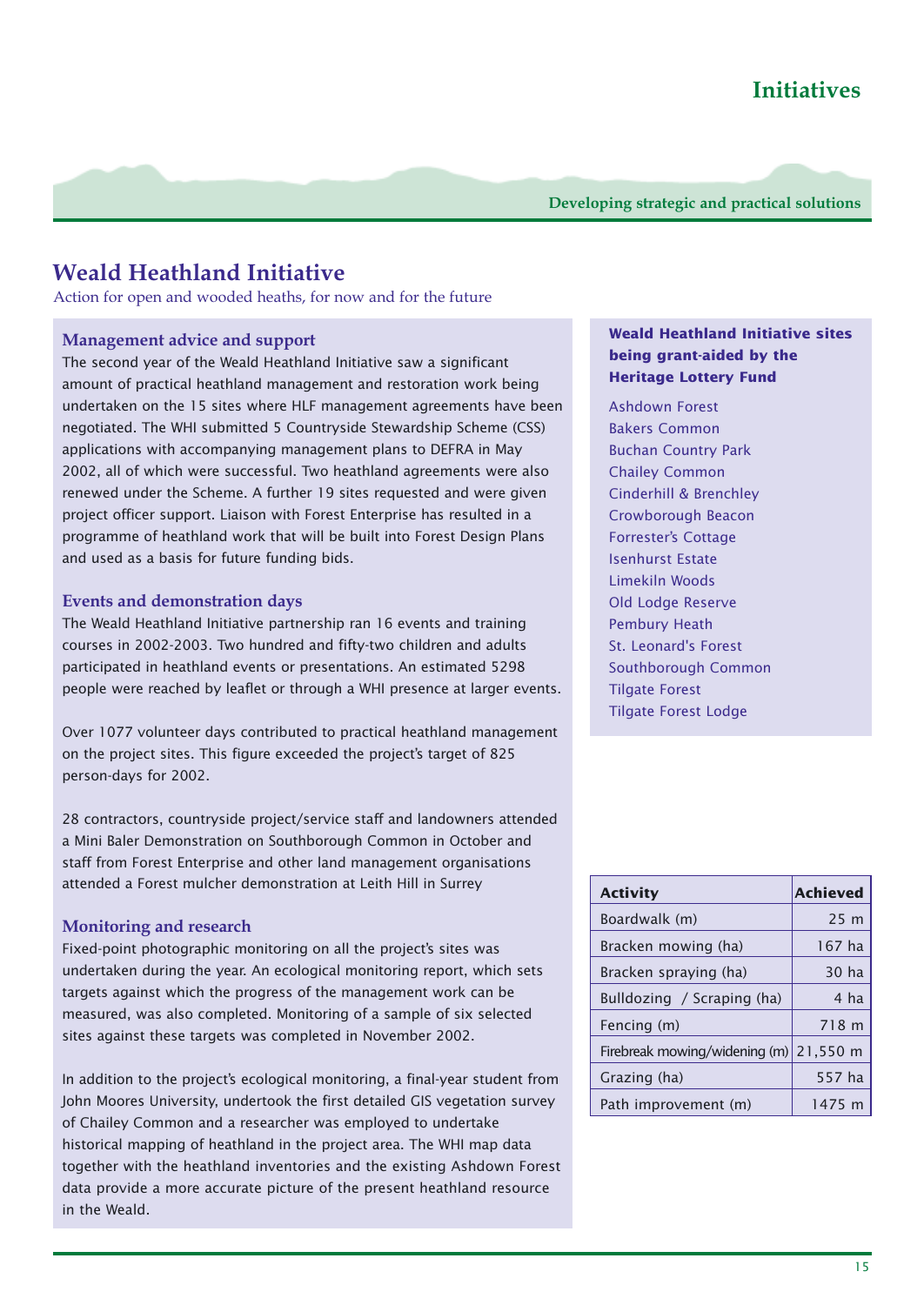# Initiatives

Developing strategic and practical solutions

## Weald Heathland Initiative

Action for open and wooded heaths, for now and for the future

### Management advice and support

The second year of the Weald Heathland Initiative saw a significant amount of practical heathland management and restoration work being undertaken on the 15 sites where HLF management agreements have been negotiated. The WHI submitted 5 Countryside Stewardship Scheme (CSS) applications with accompanying management plans to DEFRA in May 2002, all of which were successful. Two heathland agreements were also renewed under the Scheme. A further 19 sites requested and were given project officer support. Liaison with Forest Enterprise has resulted in a programme of heathland work that will be built into Forest Design Plans and used as a basis for future funding bids.

### Events and demonstration days

The Weald Heathland Initiative partnership ran 16 events and training courses in 2002-2003. Two hundred and fifty-two children and adults participated in heathland events or presentations. An estimated 5298 people were reached by leaflet or through a WHI presence at larger events.

Over 1077 volunteer days contributed to practical heathland management on the project sites. This figure exceeded the project's target of 825 person-days for 2002.

28 contractors, countryside project/service staff and landowners attended a Mini Baler Demonstration on Southborough Common in October and staff from Forest Enterprise and other land management organisations attended a Forest mulcher demonstration at Leith Hill in Surrey

### Monitoring and research

Fixed-point photographic monitoring on all the project's sites was undertaken during the year. An ecological monitoring report, which sets targets against which the progress of the management work can be measured, was also completed. Monitoring of a sample of six selected sites against these targets was completed in November 2002.

In addition to the project's ecological monitoring, a final-year student from John Moores University, undertook the first detailed GIS vegetation survey of Chailey Common and a researcher was employed to undertake historical mapping of heathland in the project area. The WHI map data together with the heathland inventories and the existing Ashdown Forest data provide a more accurate picture of the present heathland resource in the Weald.

**Weald Heathland Initiative sites being grant-aided by the Heritage Lottery Fund**

- Ashdown Forest
- Bakers Common
- Buchan Country Park
- Chailey Common
- Cinderhill & Brenchley
- Crowborough Beacon
- Forrester's Cottage
- Isenhurst Estate
- Limekiln Woods
- Old Lodge Reserve
- Pembury Heath
- St. Leonard's Forest
- Southborough Common
- Tilgate Forest
- Tilgate Forest Lodge

| Activity | Achieved |
|---|---|
| Boardwalk (m) | 25 m |
| Bracken mowing (ha) | 167 ha |
| Bracken spraying (ha) | 30 ha |
| Bulldozing / Scraping (ha) | 4 ha |
| Fencing (m) | 718 m |
| Firebreak mowing/widening (m) | 21,550 m |
| Grazing (ha) | 557 ha |
| Path improvement (m) | 1475 m |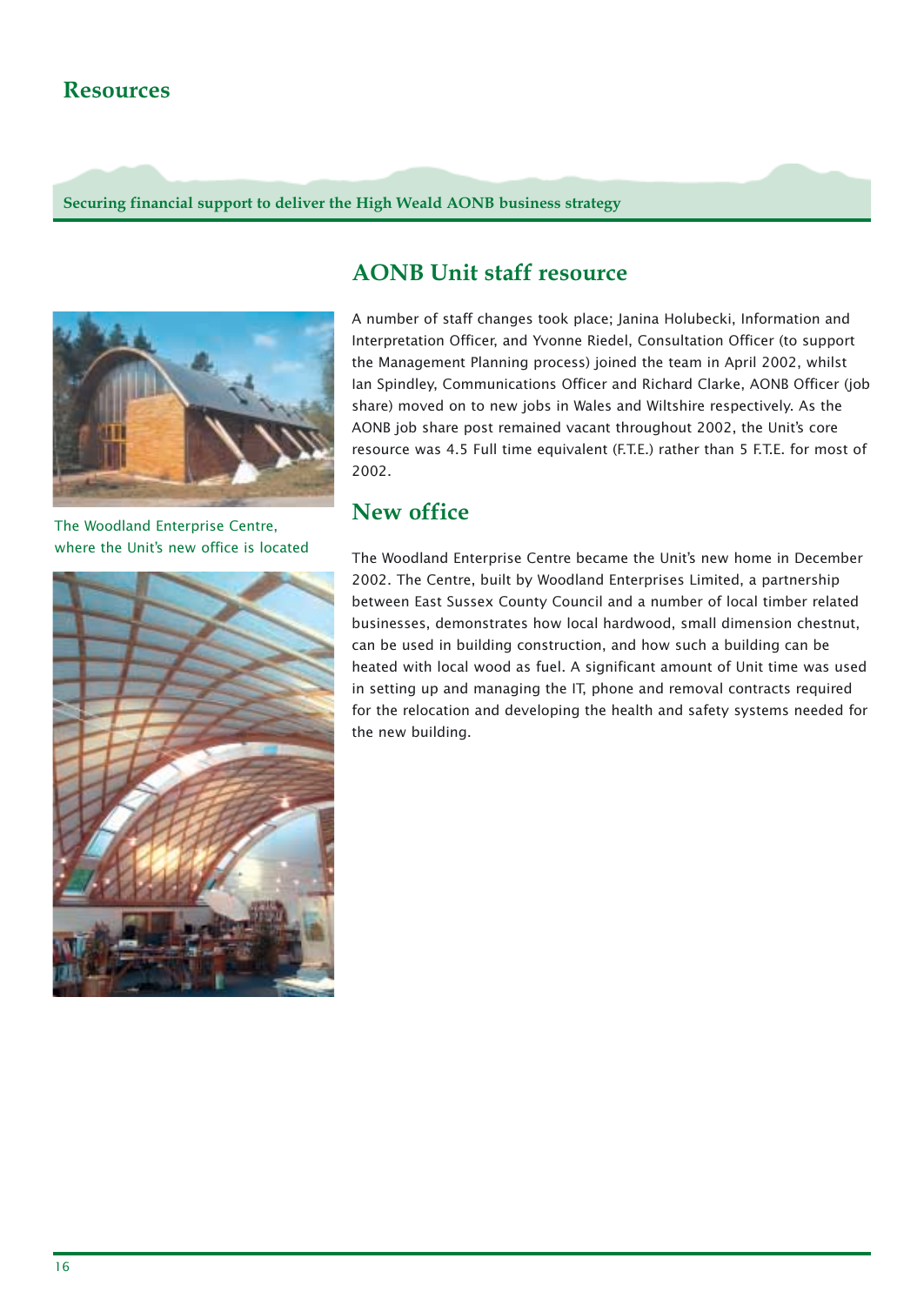# Resources

**Securing financial support to deliver the High Weald AONB business strategy**

The Woodland Enterprise Centre, where the Unit's new office is located

## AONB Unit staff resource

A number of staff changes took place; Janina Holubecki, Information and Interpretation Officer, and Yvonne Riedel, Consultation Officer (to support the Management Planning process) joined the team in April 2002, whilst Ian Spindley, Communications Officer and Richard Clarke, AONB Officer (job share) moved on to new jobs in Wales and Wiltshire respectively. As the AONB job share post remained vacant throughout 2002, the Unit's core resource was 4.5 Full time equivalent (F.T.E.) rather than 5 F.T.E. for most of 2002.

## New office

The Woodland Enterprise Centre became the Unit's new home in December 2002. The Centre, built by Woodland Enterprises Limited, a partnership between East Sussex County Council and a number of local timber related businesses, demonstrates how local hardwood, small dimension chestnut, can be used in building construction, and how such a building can be heated with local wood as fuel. A significant amount of Unit time was used in setting up and managing the IT, phone and removal contracts required for the relocation and developing the health and safety systems needed for the new building.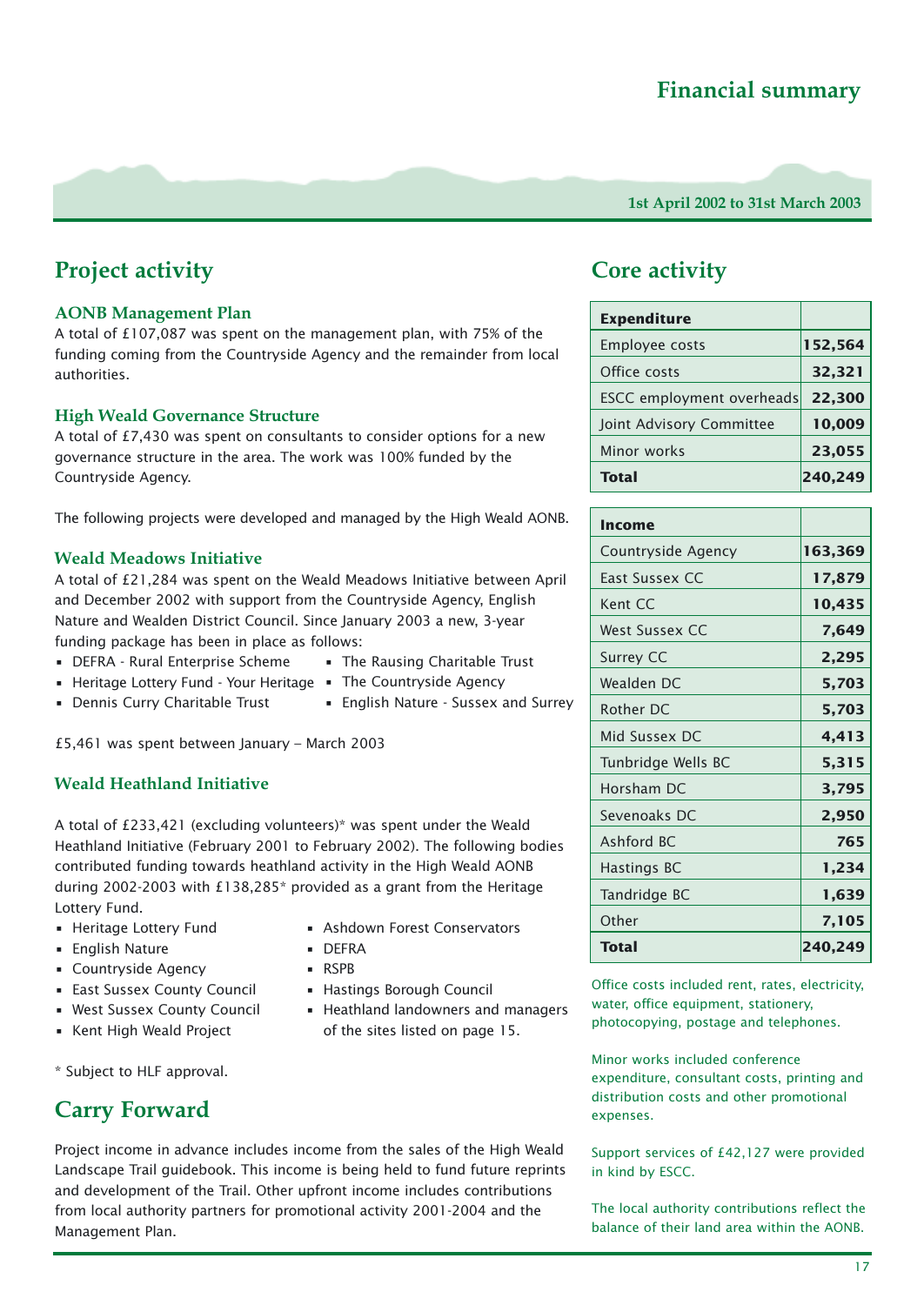# Financial summary

1st April 2002 to 31st March 2003

## Project activity

### AONB Management Plan

A total of £107,087 was spent on the management plan, with 75% of the funding coming from the Countryside Agency and the remainder from local authorities.

### High Weald Governance Structure

A total of £7,430 was spent on consultants to consider options for a new governance structure in the area. The work was 100% funded by the Countryside Agency.

The following projects were developed and managed by the High Weald AONB.

### Weald Meadows Initiative

A total of £21,284 was spent on the Weald Meadows Initiative between April and December 2002 with support from the Countryside Agency, English Nature and Wealden District Council. Since January 2003 a new, 3-year funding package has been in place as follows:

- DEFRA - Rural Enterprise Scheme
- Heritage Lottery Fund - Your Heritage
- Dennis Curry Charitable Trust
- The Rausing Charitable Trust
- The Countryside Agency
- English Nature - Sussex and Surrey

£5,461 was spent between January – March 2003

### Weald Heathland Initiative

A total of £233,421 (excluding volunteers)* was spent under the Weald Heathland Initiative (February 2001 to February 2002). The following bodies contributed funding towards heathland activity in the High Weald AONB during 2002-2003 with £138,285* provided as a grant from the Heritage Lottery Fund.

- Heritage Lottery Fund
- English Nature
- Countryside Agency
- East Sussex County Council
- West Sussex County Council
- Kent High Weald Project
- Ashdown Forest Conservators
- DEFRA
- RSPB
- Hastings Borough Council
- Heathland landowners and managers of the sites listed on page 15.

\* Subject to HLF approval.

## Carry Forward

Project income in advance includes income from the sales of the High Weald Landscape Trail guidebook. This income is being held to fund future reprints and development of the Trail. Other upfront income includes contributions from local authority partners for promotional activity 2001-2004 and the Management Plan.

## Core activity

| **Expenditure** | |
|---|---|
| Employee costs | **152,564** |
| Office costs | **32,321** |
| ESCC employment overheads | **22,300** |
| Joint Advisory Committee | **10,009** |
| Minor works | **23,055** |
| **Total** | **240,249** |

| **Income** | |
|---|---|
| Countryside Agency | **163,369** |
| East Sussex CC | **17,879** |
| Kent CC | **10,435** |
| West Sussex CC | **7,649** |
| Surrey CC | **2,295** |
| Wealden DC | **5,703** |
| Rother DC | **5,703** |
| Mid Sussex DC | **4,413** |
| Tunbridge Wells BC | **5,315** |
| Horsham DC | **3,795** |
| Sevenoaks DC | **2,950** |
| Ashford BC | **765** |
| Hastings BC | **1,234** |
| Tandridge BC | **1,639** |
| Other | **7,105** |
| **Total** | **240,249** |

Office costs included rent, rates, electricity, water, office equipment, stationery, photocopying, postage and telephones.

Minor works included conference expenditure, consultant costs, printing and distribution costs and other promotional expenses.

Support services of £42,127 were provided in kind by ESCC.

The local authority contributions reflect the balance of their land area within the AONB.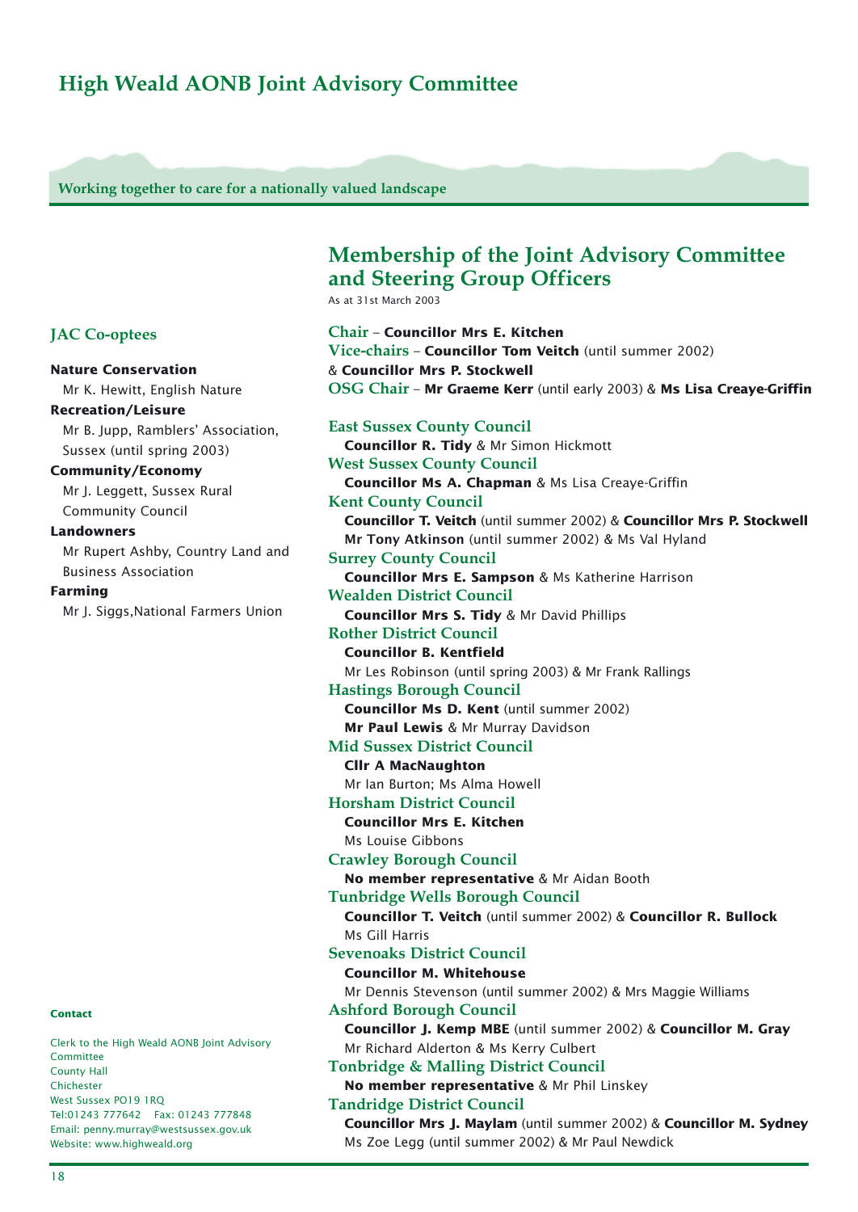# High Weald AONB Joint Advisory Committee

**Working together to care for a nationally valued landscape**

## Membership of the Joint Advisory Committee and Steering Group Officers

As at 31st March 2003

**Chair** – **Councillor Mrs E. Kitchen**
**Vice-chairs** – **Councillor Tom Veitch** (until summer 2002) & **Councillor Mrs P. Stockwell**
**OSG Chair** – **Mr Graeme Kerr** (until early 2003) & **Ms Lisa Creaye-Griffin**

### East Sussex County Council
**Councillor R. Tidy** & Mr Simon Hickmott

### West Sussex County Council
**Councillor Ms A. Chapman** & Ms Lisa Creaye-Griffin

### Kent County Council
**Councillor T. Veitch** (until summer 2002) & **Councillor Mrs P. Stockwell**
**Mr Tony Atkinson** (until summer 2002) & Ms Val Hyland

### Surrey County Council
**Councillor Mrs E. Sampson** & Ms Katherine Harrison

### Wealden District Council
**Councillor Mrs S. Tidy** & Mr David Phillips

### Rother District Council
**Councillor B. Kentfield**
Mr Les Robinson (until spring 2003) & Mr Frank Rallings

### Hastings Borough Council
**Councillor Ms D. Kent** (until summer 2002)
**Mr Paul Lewis** & Mr Murray Davidson

### Mid Sussex District Council
**Cllr A MacNaughton**
Mr Ian Burton; Ms Alma Howell

### Horsham District Council
**Councillor Mrs E. Kitchen**
Ms Louise Gibbons

### Crawley Borough Council
**No member representative** & Mr Aidan Booth

### Tunbridge Wells Borough Council
**Councillor T. Veitch** (until summer 2002) & **Councillor R. Bullock**
Ms Gill Harris

### Sevenoaks District Council
**Councillor M. Whitehouse**
Mr Dennis Stevenson (until summer 2002) & Mrs Maggie Williams

### Ashford Borough Council
**Councillor J. Kemp MBE** (until summer 2002) & **Councillor M. Gray**
Mr Richard Alderton & Ms Kerry Culbert

### Tonbridge & Malling District Council
**No member representative** & Mr Phil Linskey

### Tandridge District Council
**Councillor Mrs J. Maylam** (until summer 2002) & **Councillor M. Sydney**
Ms Zoe Legg (until summer 2002) & Mr Paul Newdick

## JAC Co-optees

**Nature Conservation**
Mr K. Hewitt, English Nature

**Recreation/Leisure**
Mr B. Jupp, Ramblers' Association, Sussex (until spring 2003)

**Community/Economy**
Mr J. Leggett, Sussex Rural Community Council

**Landowners**
Mr Rupert Ashby, Country Land and Business Association

**Farming**
Mr J. Siggs,National Farmers Union

**Contact**

Clerk to the High Weald AONB Joint Advisory Committee
County Hall
Chichester
West Sussex PO19 1RQ
Tel:01243 777642 Fax: 01243 777848
Email: penny.murray@westsussex.gov.uk
Website: www.highweald.org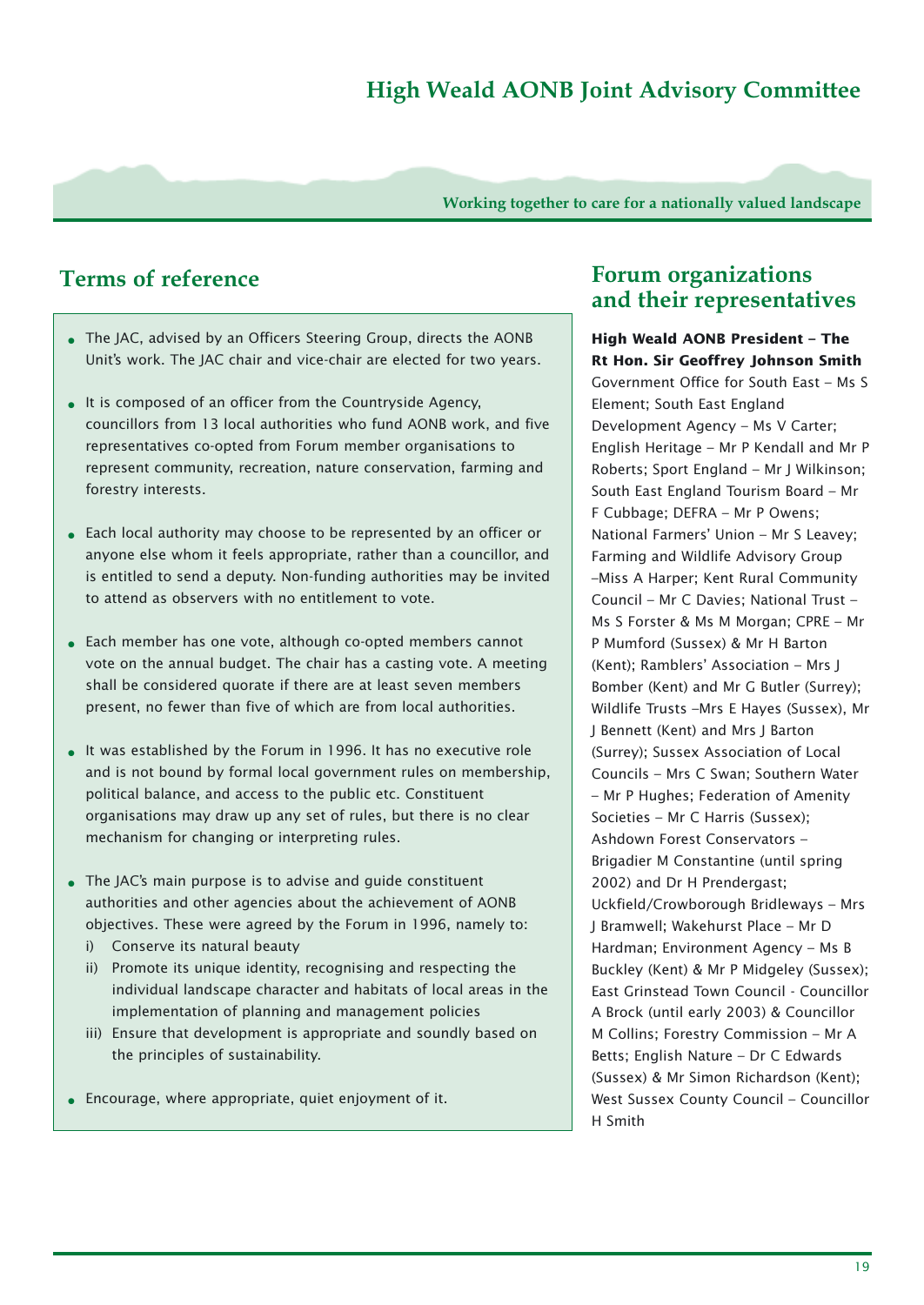# High Weald AONB Joint Advisory Committee

**Working together to care for a nationally valued landscape**

## Terms of reference

- The JAC, advised by an Officers Steering Group, directs the AONB Unit's work. The JAC chair and vice-chair are elected for two years.
- It is composed of an officer from the Countryside Agency, councillors from 13 local authorities who fund AONB work, and five representatives co-opted from Forum member organisations to represent community, recreation, nature conservation, farming and forestry interests.
- Each local authority may choose to be represented by an officer or anyone else whom it feels appropriate, rather than a councillor, and is entitled to send a deputy. Non-funding authorities may be invited to attend as observers with no entitlement to vote.
- Each member has one vote, although co-opted members cannot vote on the annual budget. The chair has a casting vote. A meeting shall be considered quorate if there are at least seven members present, no fewer than five of which are from local authorities.
- It was established by the Forum in 1996. It has no executive role and is not bound by formal local government rules on membership, political balance, and access to the public etc. Constituent organisations may draw up any set of rules, but there is no clear mechanism for changing or interpreting rules.
- The JAC's main purpose is to advise and guide constituent authorities and other agencies about the achievement of AONB objectives. These were agreed by the Forum in 1996, namely to:
  - i) Conserve its natural beauty
  - ii) Promote its unique identity, recognising and respecting the individual landscape character and habitats of local areas in the implementation of planning and management policies
  - iii) Ensure that development is appropriate and soundly based on the principles of sustainability.
- Encourage, where appropriate, quiet enjoyment of it.

## Forum organizations and their representatives

**High Weald AONB President – The Rt Hon. Sir Geoffrey Johnson Smith**

Government Office for South East – Ms S Element; South East England Development Agency – Ms V Carter; English Heritage – Mr P Kendall and Mr P Roberts; Sport England – Mr J Wilkinson; South East England Tourism Board – Mr F Cubbage; DEFRA – Mr P Owens; National Farmers' Union – Mr S Leavey; Farming and Wildlife Advisory Group –Miss A Harper; Kent Rural Community Council – Mr C Davies; National Trust – Ms S Forster & Ms M Morgan; CPRE – Mr P Mumford (Sussex) & Mr H Barton (Kent); Ramblers' Association – Mrs J Bomber (Kent) and Mr G Butler (Surrey); Wildlife Trusts –Mrs E Hayes (Sussex), Mr J Bennett (Kent) and Mrs J Barton (Surrey); Sussex Association of Local Councils – Mrs C Swan; Southern Water – Mr P Hughes; Federation of Amenity Societies – Mr C Harris (Sussex); Ashdown Forest Conservators – Brigadier M Constantine (until spring 2002) and Dr H Prendergast; Uckfield/Crowborough Bridleways – Mrs J Bramwell; Wakehurst Place – Mr D Hardman; Environment Agency – Ms B Buckley (Kent) & Mr P Midgeley (Sussex); East Grinstead Town Council - Councillor A Brock (until early 2003) & Councillor M Collins; Forestry Commission – Mr A Betts; English Nature – Dr C Edwards (Sussex) & Mr Simon Richardson (Kent); West Sussex County Council – Councillor H Smith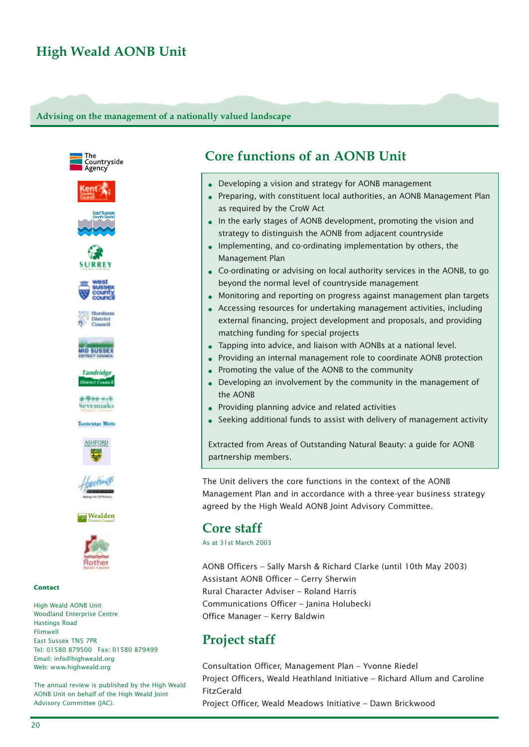# High Weald AONB Unit

**Advising on the management of a nationally valued landscape**

## Core functions of an AONB Unit

- Developing a vision and strategy for AONB management
- Preparing, with constituent local authorities, an AONB Management Plan as required by the CroW Act
- In the early stages of AONB development, promoting the vision and strategy to distinguish the AONB from adjacent countryside
- Implementing, and co-ordinating implementation by others, the Management Plan
- Co-ordinating or advising on local authority services in the AONB, to go beyond the normal level of countryside management
- Monitoring and reporting on progress against management plan targets
- Accessing resources for undertaking management activities, including external financing, project development and proposals, and providing matching funding for special projects
- Tapping into advice, and liaison with AONBs at a national level.
- Providing an internal management role to coordinate AONB protection
- Promoting the value of the AONB to the community
- Developing an involvement by the community in the management of the AONB
- Providing planning advice and related activities
- Seeking additional funds to assist with delivery of management activity

Extracted from Areas of Outstanding Natural Beauty: a guide for AONB partnership members.

The Unit delivers the core functions in the context of the AONB Management Plan and in accordance with a three-year business strategy agreed by the High Weald AONB Joint Advisory Committee.

## Core staff

As at 31st March 2003

AONB Officers – Sally Marsh & Richard Clarke (until 10th May 2003)
Assistant AONB Officer – Gerry Sherwin
Rural Character Adviser – Roland Harris
Communications Officer – Janina Holubecki
Office Manager – Kerry Baldwin

## Project staff

Consultation Officer, Management Plan – Yvonne Riedel
Project Officers, Weald Heathland Initiative – Richard Allum and Caroline FitzGerald
Project Officer, Weald Meadows Initiative – Dawn Brickwood

**Contact**

High Weald AONB Unit
Woodland Enterprise Centre
Hastings Road
Flimwell
East Sussex TN5 7PR
Tel: 01580 879500 Fax: 01580 879499
Email: info@highweald.org
Web: www.highweald.org

The annual review is published by the High Weald AONB Unit on behalf of the High Weald Joint Advisory Committee (JAC).